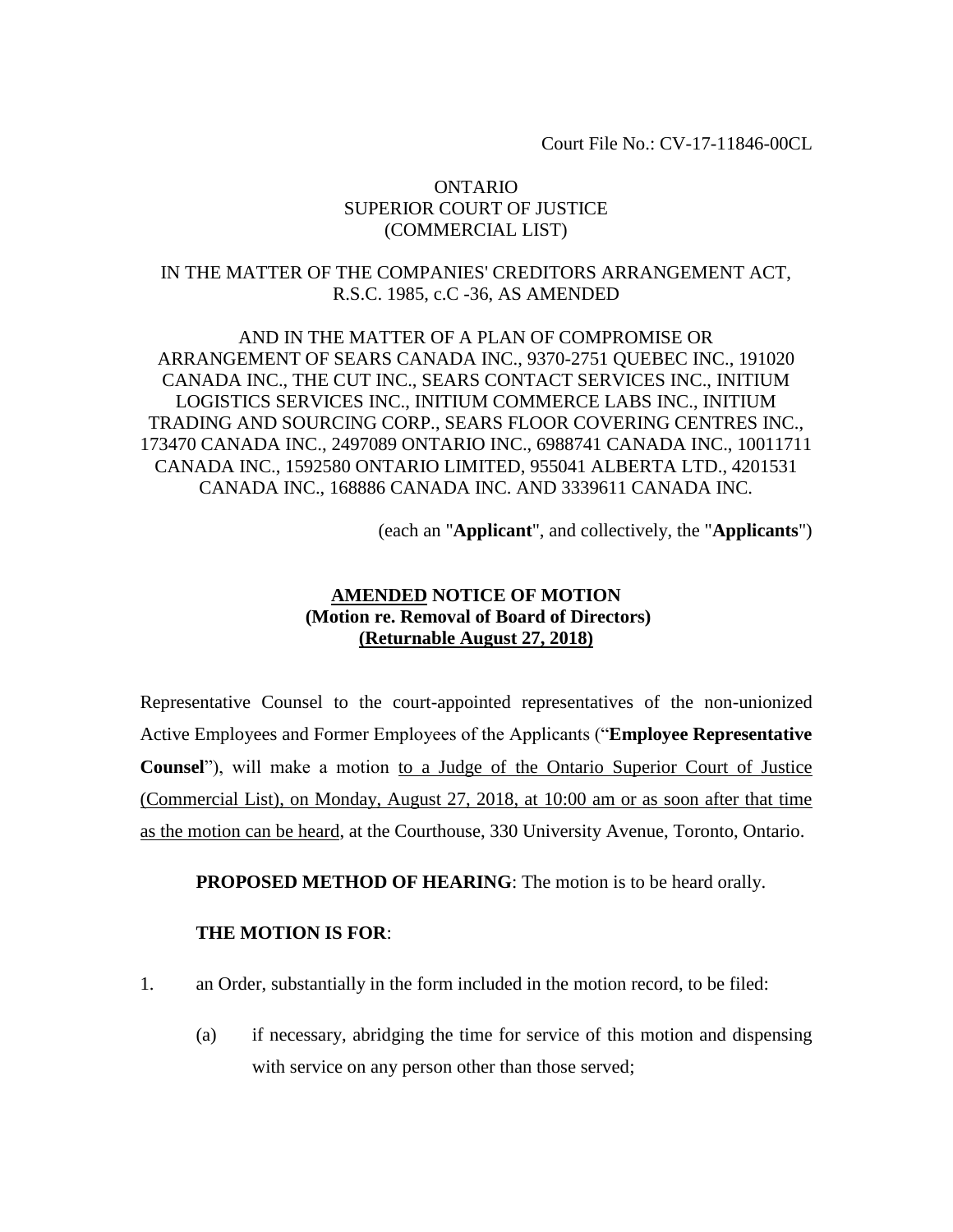Court File No.: CV-17-11846-00CL

ONTARIO
SUPERIOR COURT OF JUSTICE
(COMMERCIAL LIST)

IN THE MATTER OF THE COMPANIES' CREDITORS ARRANGEMENT ACT, R.S.C. 1985, c.C -36, AS AMENDED

AND IN THE MATTER OF A PLAN OF COMPROMISE OR ARRANGEMENT OF SEARS CANADA INC., 9370-2751 QUEBEC INC., 191020 CANADA INC., THE CUT INC., SEARS CONTACT SERVICES INC., INITIUM LOGISTICS SERVICES INC., INITIUM COMMERCE LABS INC., INITIUM TRADING AND SOURCING CORP., SEARS FLOOR COVERING CENTRES INC., 173470 CANADA INC., 2497089 ONTARIO INC., 6988741 CANADA INC., 10011711 CANADA INC., 1592580 ONTARIO LIMITED, 955041 ALBERTA LTD., 4201531 CANADA INC., 168886 CANADA INC. AND 3339611 CANADA INC.

(each an "**Applicant**", and collectively, the "**Applicants**")

**AMENDED NOTICE OF MOTION**
**(Motion re. Removal of Board of Directors)**
**(Returnable August 27, 2018)**

Representative Counsel to the court-appointed representatives of the non-unionized Active Employees and Former Employees of the Applicants ("**Employee Representative Counsel**"), will make a motion to a Judge of the Ontario Superior Court of Justice (Commercial List), on Monday, August 27, 2018, at 10:00 am or as soon after that time as the motion can be heard, at the Courthouse, 330 University Avenue, Toronto, Ontario.

**PROPOSED METHOD OF HEARING**: The motion is to be heard orally.

**THE MOTION IS FOR**:

1. an Order, substantially in the form included in the motion record, to be filed:

   (a) if necessary, abridging the time for service of this motion and dispensing with service on any person other than those served;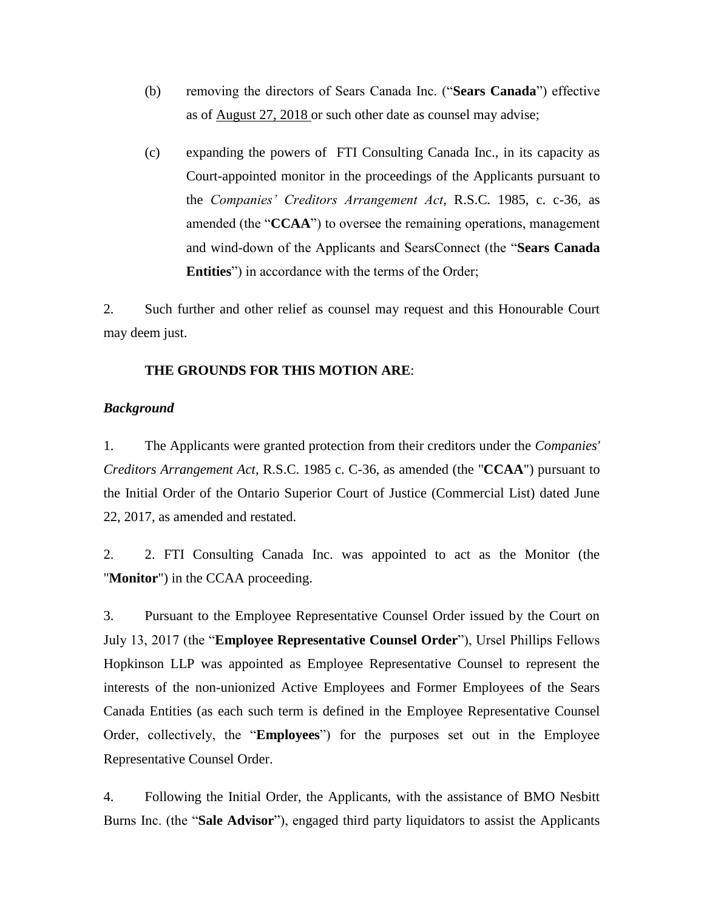(b) removing the directors of Sears Canada Inc. ("**Sears Canada**") effective as of August 27, 2018 or such other date as counsel may advise;

(c) expanding the powers of FTI Consulting Canada Inc., in its capacity as Court-appointed monitor in the proceedings of the Applicants pursuant to the *Companies' Creditors Arrangement Act*, R.S.C. 1985, c. c-36, as amended (the "**CCAA**") to oversee the remaining operations, management and wind-down of the Applicants and SearsConnect (the "**Sears Canada Entities**") in accordance with the terms of the Order;

2. Such further and other relief as counsel may request and this Honourable Court may deem just.

**THE GROUNDS FOR THIS MOTION ARE**:

***Background***

1. The Applicants were granted protection from their creditors under the *Companies' Creditors Arrangement Act*, R.S.C. 1985 c. C-36, as amended (the "**CCAA**") pursuant to the Initial Order of the Ontario Superior Court of Justice (Commercial List) dated June 22, 2017, as amended and restated.

2. 2. FTI Consulting Canada Inc. was appointed to act as the Monitor (the "**Monitor**") in the CCAA proceeding.

3. Pursuant to the Employee Representative Counsel Order issued by the Court on July 13, 2017 (the "**Employee Representative Counsel Order**"), Ursel Phillips Fellows Hopkinson LLP was appointed as Employee Representative Counsel to represent the interests of the non-unionized Active Employees and Former Employees of the Sears Canada Entities (as each such term is defined in the Employee Representative Counsel Order, collectively, the "**Employees**") for the purposes set out in the Employee Representative Counsel Order.

4. Following the Initial Order, the Applicants, with the assistance of BMO Nesbitt Burns Inc. (the "**Sale Advisor**"), engaged third party liquidators to assist the Applicants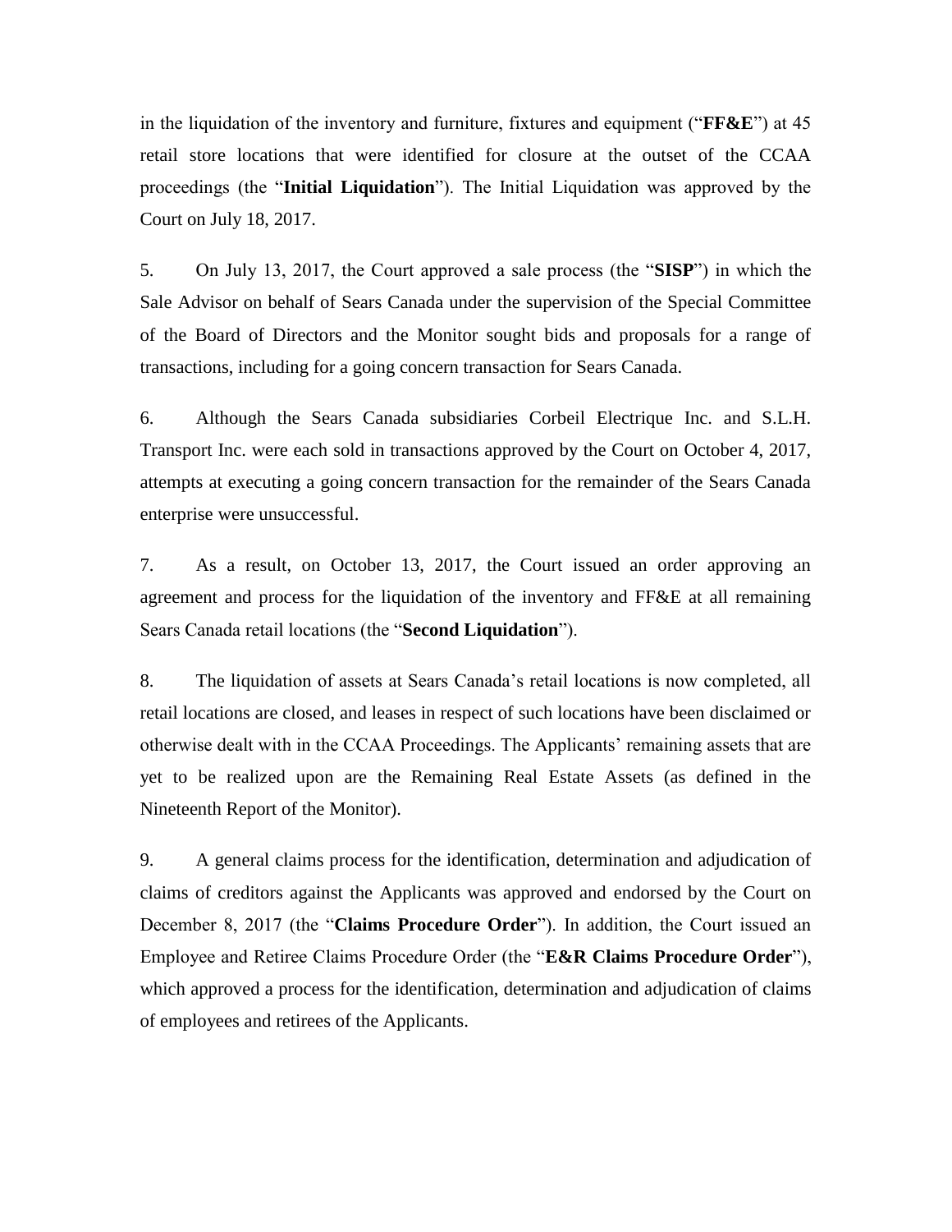in the liquidation of the inventory and furniture, fixtures and equipment ("**FF&E**") at 45 retail store locations that were identified for closure at the outset of the CCAA proceedings (the "**Initial Liquidation**"). The Initial Liquidation was approved by the Court on July 18, 2017.

5. On July 13, 2017, the Court approved a sale process (the "**SISP**") in which the Sale Advisor on behalf of Sears Canada under the supervision of the Special Committee of the Board of Directors and the Monitor sought bids and proposals for a range of transactions, including for a going concern transaction for Sears Canada.

6. Although the Sears Canada subsidiaries Corbeil Electrique Inc. and S.L.H. Transport Inc. were each sold in transactions approved by the Court on October 4, 2017, attempts at executing a going concern transaction for the remainder of the Sears Canada enterprise were unsuccessful.

7. As a result, on October 13, 2017, the Court issued an order approving an agreement and process for the liquidation of the inventory and FF&E at all remaining Sears Canada retail locations (the "**Second Liquidation**").

8. The liquidation of assets at Sears Canada's retail locations is now completed, all retail locations are closed, and leases in respect of such locations have been disclaimed or otherwise dealt with in the CCAA Proceedings. The Applicants' remaining assets that are yet to be realized upon are the Remaining Real Estate Assets (as defined in the Nineteenth Report of the Monitor).

9. A general claims process for the identification, determination and adjudication of claims of creditors against the Applicants was approved and endorsed by the Court on December 8, 2017 (the "**Claims Procedure Order**"). In addition, the Court issued an Employee and Retiree Claims Procedure Order (the "**E&R Claims Procedure Order**"), which approved a process for the identification, determination and adjudication of claims of employees and retirees of the Applicants.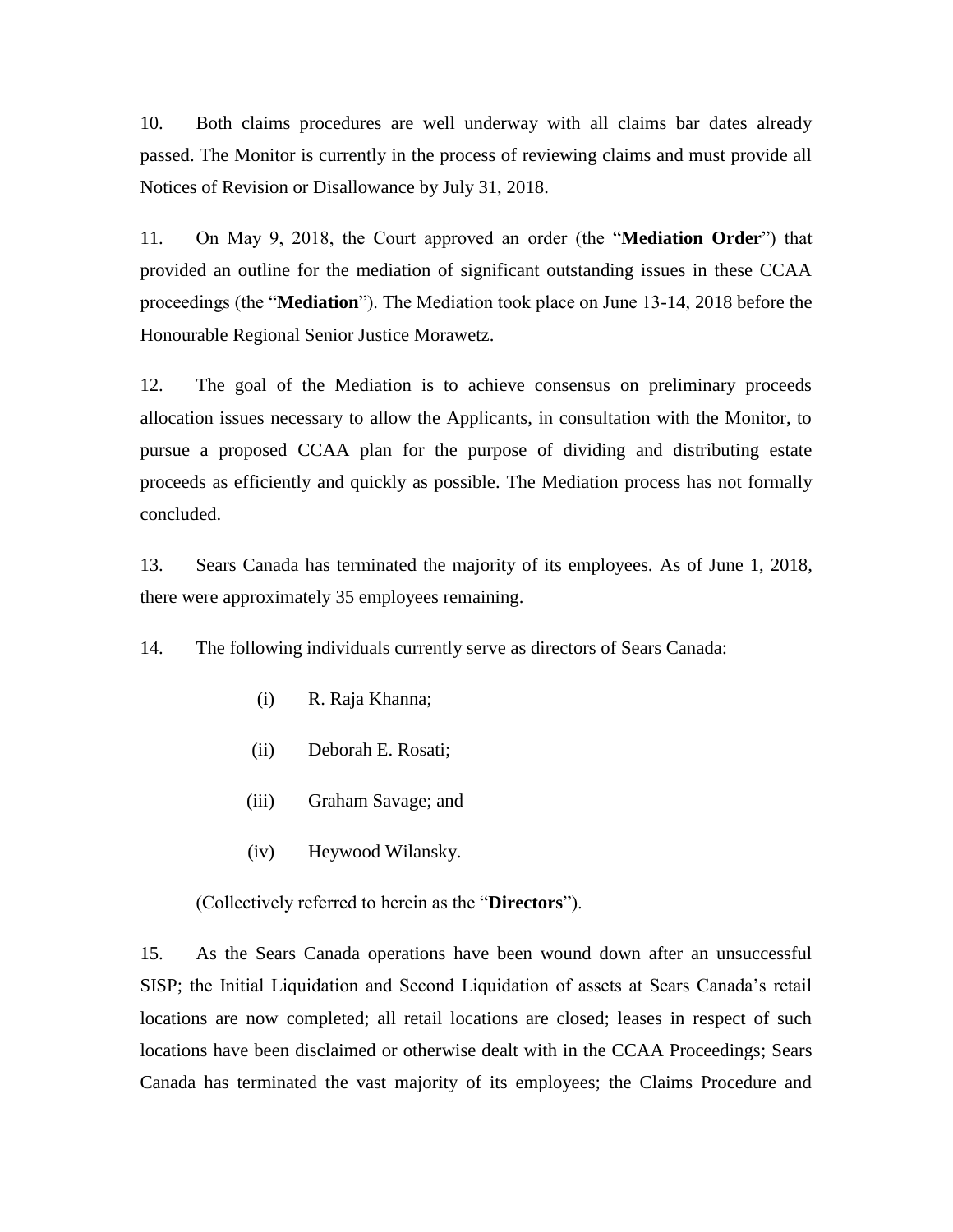10. Both claims procedures are well underway with all claims bar dates already passed. The Monitor is currently in the process of reviewing claims and must provide all Notices of Revision or Disallowance by July 31, 2018.

11. On May 9, 2018, the Court approved an order (the "**Mediation Order**") that provided an outline for the mediation of significant outstanding issues in these CCAA proceedings (the "**Mediation**"). The Mediation took place on June 13-14, 2018 before the Honourable Regional Senior Justice Morawetz.

12. The goal of the Mediation is to achieve consensus on preliminary proceeds allocation issues necessary to allow the Applicants, in consultation with the Monitor, to pursue a proposed CCAA plan for the purpose of dividing and distributing estate proceeds as efficiently and quickly as possible. The Mediation process has not formally concluded.

13. Sears Canada has terminated the majority of its employees. As of June 1, 2018, there were approximately 35 employees remaining.

14. The following individuals currently serve as directors of Sears Canada:

(i) R. Raja Khanna;

(ii) Deborah E. Rosati;

(iii) Graham Savage; and

(iv) Heywood Wilansky.

(Collectively referred to herein as the "**Directors**").

15. As the Sears Canada operations have been wound down after an unsuccessful SISP; the Initial Liquidation and Second Liquidation of assets at Sears Canada's retail locations are now completed; all retail locations are closed; leases in respect of such locations have been disclaimed or otherwise dealt with in the CCAA Proceedings; Sears Canada has terminated the vast majority of its employees; the Claims Procedure and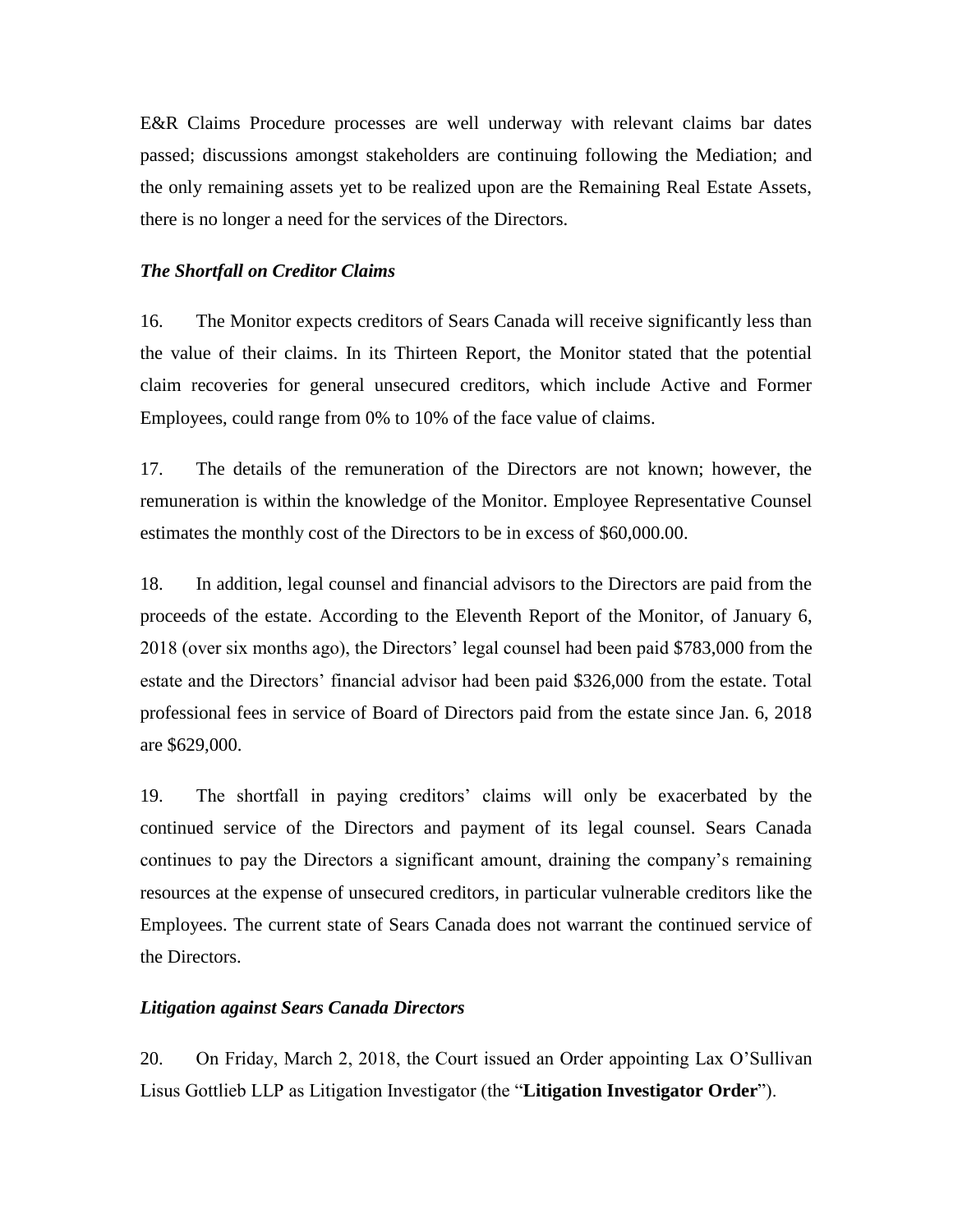E&R Claims Procedure processes are well underway with relevant claims bar dates passed; discussions amongst stakeholders are continuing following the Mediation; and the only remaining assets yet to be realized upon are the Remaining Real Estate Assets, there is no longer a need for the services of the Directors.

### *The Shortfall on Creditor Claims*

16. The Monitor expects creditors of Sears Canada will receive significantly less than the value of their claims. In its Thirteen Report, the Monitor stated that the potential claim recoveries for general unsecured creditors, which include Active and Former Employees, could range from 0% to 10% of the face value of claims.

17. The details of the remuneration of the Directors are not known; however, the remuneration is within the knowledge of the Monitor. Employee Representative Counsel estimates the monthly cost of the Directors to be in excess of $60,000.00.

18. In addition, legal counsel and financial advisors to the Directors are paid from the proceeds of the estate. According to the Eleventh Report of the Monitor, of January 6, 2018 (over six months ago), the Directors' legal counsel had been paid $783,000 from the estate and the Directors' financial advisor had been paid $326,000 from the estate. Total professional fees in service of Board of Directors paid from the estate since Jan. 6, 2018 are $629,000.

19. The shortfall in paying creditors' claims will only be exacerbated by the continued service of the Directors and payment of its legal counsel. Sears Canada continues to pay the Directors a significant amount, draining the company's remaining resources at the expense of unsecured creditors, in particular vulnerable creditors like the Employees. The current state of Sears Canada does not warrant the continued service of the Directors.

### *Litigation against Sears Canada Directors*

20. On Friday, March 2, 2018, the Court issued an Order appointing Lax O'Sullivan Lisus Gottlieb LLP as Litigation Investigator (the "**Litigation Investigator Order**").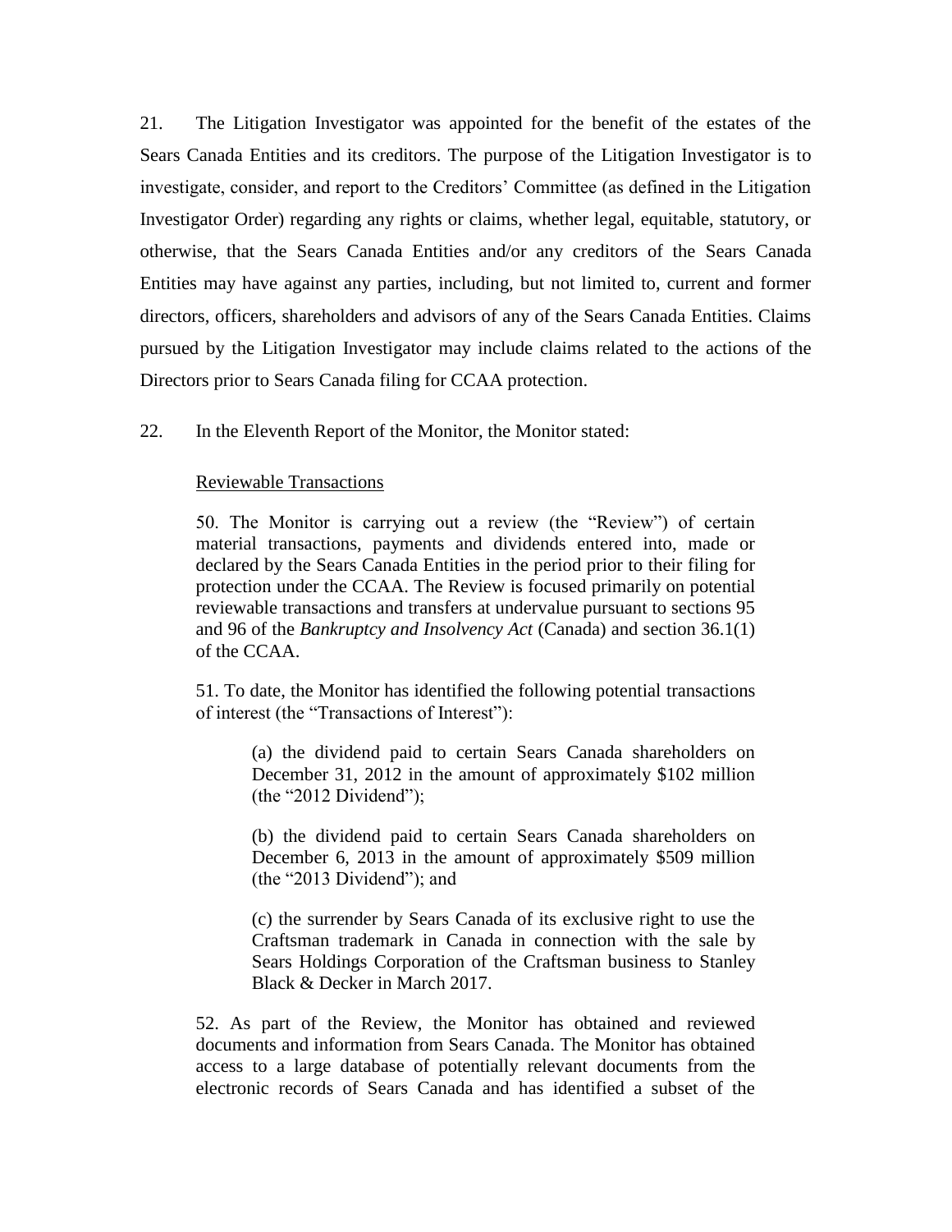21. The Litigation Investigator was appointed for the benefit of the estates of the Sears Canada Entities and its creditors. The purpose of the Litigation Investigator is to investigate, consider, and report to the Creditors' Committee (as defined in the Litigation Investigator Order) regarding any rights or claims, whether legal, equitable, statutory, or otherwise, that the Sears Canada Entities and/or any creditors of the Sears Canada Entities may have against any parties, including, but not limited to, current and former directors, officers, shareholders and advisors of any of the Sears Canada Entities. Claims pursued by the Litigation Investigator may include claims related to the actions of the Directors prior to Sears Canada filing for CCAA protection.

22. In the Eleventh Report of the Monitor, the Monitor stated:

> <u>Reviewable Transactions</u>
>
> 50. The Monitor is carrying out a review (the "Review") of certain material transactions, payments and dividends entered into, made or declared by the Sears Canada Entities in the period prior to their filing for protection under the CCAA. The Review is focused primarily on potential reviewable transactions and transfers at undervalue pursuant to sections 95 and 96 of the *Bankruptcy and Insolvency Act* (Canada) and section 36.1(1) of the CCAA.
>
> 51. To date, the Monitor has identified the following potential transactions of interest (the "Transactions of Interest"):
>
> > (a) the dividend paid to certain Sears Canada shareholders on December 31, 2012 in the amount of approximately $102 million (the "2012 Dividend");
> >
> > (b) the dividend paid to certain Sears Canada shareholders on December 6, 2013 in the amount of approximately $509 million (the "2013 Dividend"); and
> >
> > (c) the surrender by Sears Canada of its exclusive right to use the Craftsman trademark in Canada in connection with the sale by Sears Holdings Corporation of the Craftsman business to Stanley Black & Decker in March 2017.
>
> 52. As part of the Review, the Monitor has obtained and reviewed documents and information from Sears Canada. The Monitor has obtained access to a large database of potentially relevant documents from the electronic records of Sears Canada and has identified a subset of the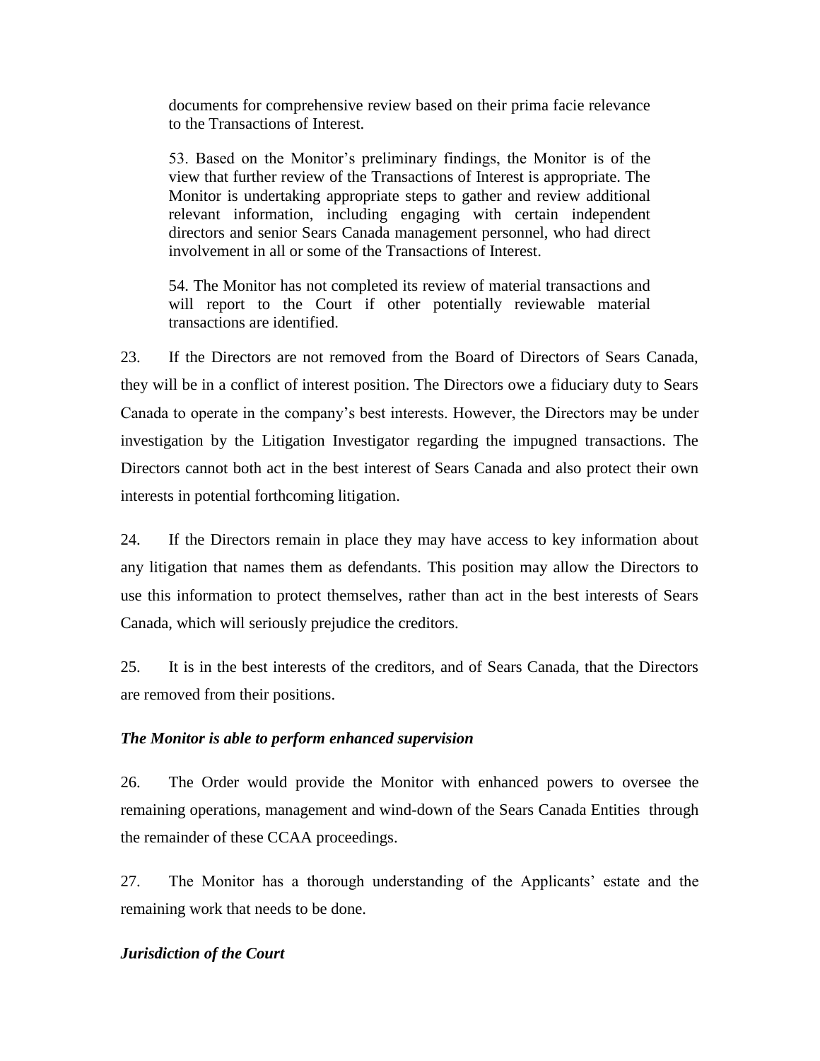> documents for comprehensive review based on their prima facie relevance to the Transactions of Interest.
>
> 53. Based on the Monitor's preliminary findings, the Monitor is of the view that further review of the Transactions of Interest is appropriate. The Monitor is undertaking appropriate steps to gather and review additional relevant information, including engaging with certain independent directors and senior Sears Canada management personnel, who had direct involvement in all or some of the Transactions of Interest.
>
> 54. The Monitor has not completed its review of material transactions and will report to the Court if other potentially reviewable material transactions are identified.

23. If the Directors are not removed from the Board of Directors of Sears Canada, they will be in a conflict of interest position. The Directors owe a fiduciary duty to Sears Canada to operate in the company's best interests. However, the Directors may be under investigation by the Litigation Investigator regarding the impugned transactions. The Directors cannot both act in the best interest of Sears Canada and also protect their own interests in potential forthcoming litigation.

24. If the Directors remain in place they may have access to key information about any litigation that names them as defendants. This position may allow the Directors to use this information to protect themselves, rather than act in the best interests of Sears Canada, which will seriously prejudice the creditors.

25. It is in the best interests of the creditors, and of Sears Canada, that the Directors are removed from their positions.

***The Monitor is able to perform enhanced supervision***

26. The Order would provide the Monitor with enhanced powers to oversee the remaining operations, management and wind-down of the Sears Canada Entities through the remainder of these CCAA proceedings.

27. The Monitor has a thorough understanding of the Applicants' estate and the remaining work that needs to be done.

***Jurisdiction of the Court***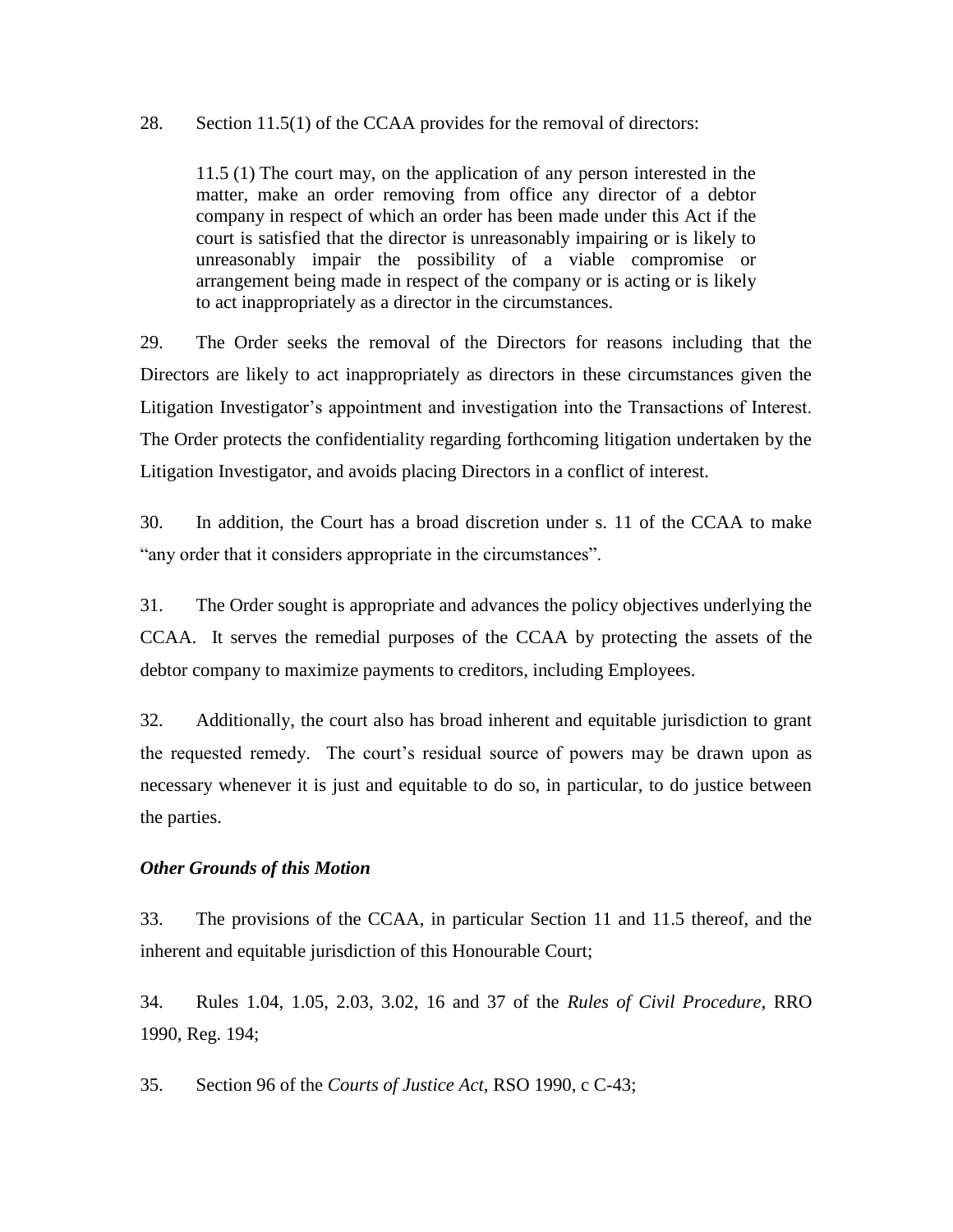28. Section 11.5(1) of the CCAA provides for the removal of directors:

> 11.5 (1) The court may, on the application of any person interested in the matter, make an order removing from office any director of a debtor company in respect of which an order has been made under this Act if the court is satisfied that the director is unreasonably impairing or is likely to unreasonably impair the possibility of a viable compromise or arrangement being made in respect of the company or is acting or is likely to act inappropriately as a director in the circumstances.

29. The Order seeks the removal of the Directors for reasons including that the Directors are likely to act inappropriately as directors in these circumstances given the Litigation Investigator's appointment and investigation into the Transactions of Interest. The Order protects the confidentiality regarding forthcoming litigation undertaken by the Litigation Investigator, and avoids placing Directors in a conflict of interest.

30. In addition, the Court has a broad discretion under s. 11 of the CCAA to make "any order that it considers appropriate in the circumstances".

31. The Order sought is appropriate and advances the policy objectives underlying the CCAA. It serves the remedial purposes of the CCAA by protecting the assets of the debtor company to maximize payments to creditors, including Employees.

32. Additionally, the court also has broad inherent and equitable jurisdiction to grant the requested remedy. The court's residual source of powers may be drawn upon as necessary whenever it is just and equitable to do so, in particular, to do justice between the parties.

***Other Grounds of this Motion***

33. The provisions of the CCAA, in particular Section 11 and 11.5 thereof, and the inherent and equitable jurisdiction of this Honourable Court;

34. Rules 1.04, 1.05, 2.03, 3.02, 16 and 37 of the *Rules of Civil Procedure*, RRO 1990, Reg. 194;

35. Section 96 of the *Courts of Justice Act*, RSO 1990, c C-43;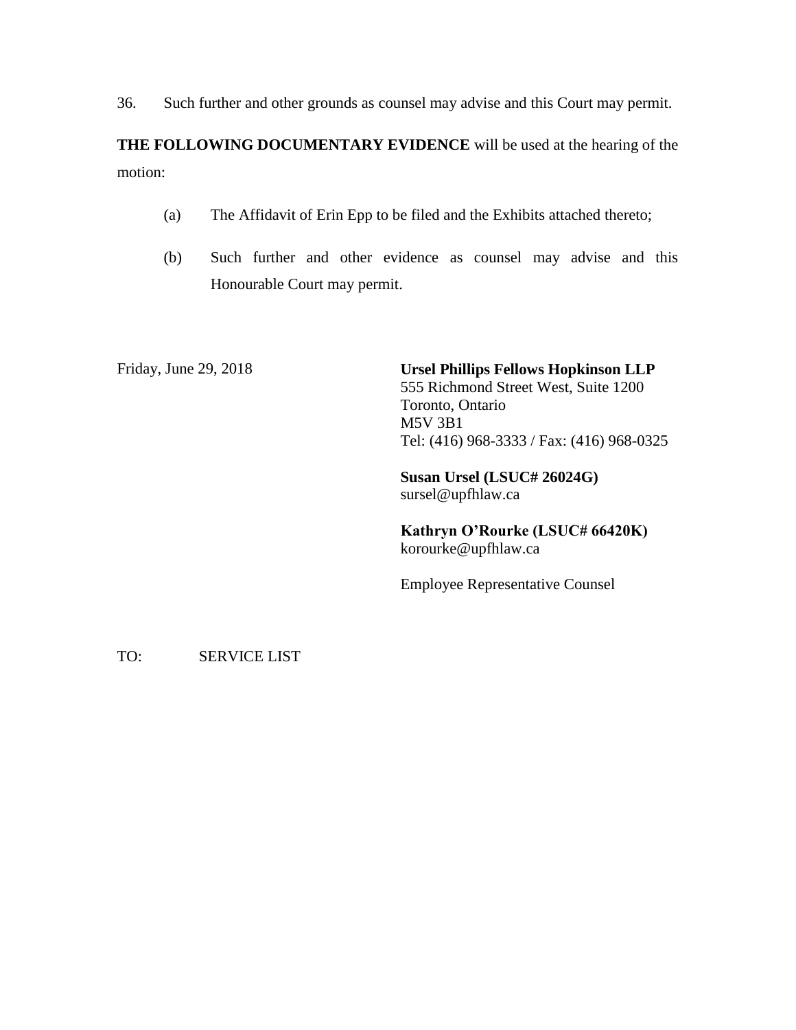36. Such further and other grounds as counsel may advise and this Court may permit.

**THE FOLLOWING DOCUMENTARY EVIDENCE** will be used at the hearing of the motion:

(a) The Affidavit of Erin Epp to be filed and the Exhibits attached thereto;

(b) Such further and other evidence as counsel may advise and this Honourable Court may permit.

Friday, June 29, 2018

**Ursel Phillips Fellows Hopkinson LLP**
555 Richmond Street West, Suite 1200
Toronto, Ontario
M5V 3B1
Tel: (416) 968-3333 / Fax: (416) 968-0325

**Susan Ursel (LSUC# 26024G)**
sursel@upfhlaw.ca

**Kathryn O'Rourke (LSUC# 66420K)**
korourke@upfhlaw.ca

Employee Representative Counsel

TO: SERVICE LIST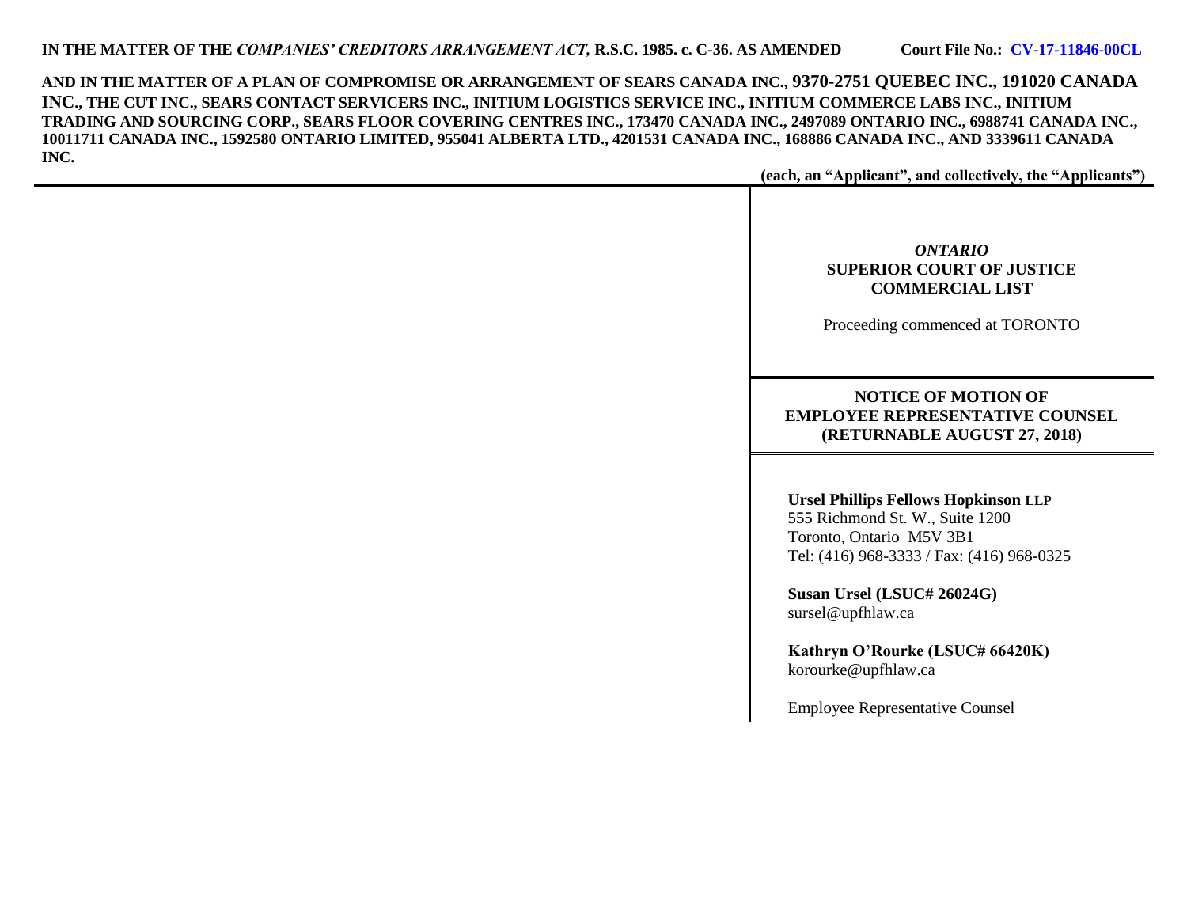**IN THE MATTER OF THE *COMPANIES' CREDITORS ARRANGEMENT ACT,* R.S.C. 1985. c. C-36. AS AMENDED** **Court File No.: CV-17-11846-00CL**

**AND IN THE MATTER OF A PLAN OF COMPROMISE OR ARRANGEMENT OF SEARS CANADA INC., 9370-2751 QUEBEC INC., 191020 CANADA INC., THE CUT INC., SEARS CONTACT SERVICERS INC., INITIUM LOGISTICS SERVICE INC., INITIUM COMMERCE LABS INC., INITIUM TRADING AND SOURCING CORP., SEARS FLOOR COVERING CENTRES INC., 173470 CANADA INC., 2497089 ONTARIO INC., 6988741 CANADA INC., 10011711 CANADA INC., 1592580 ONTARIO LIMITED, 955041 ALBERTA LTD., 4201531 CANADA INC., 168886 CANADA INC., AND 3339611 CANADA INC.**

**(each, an "Applicant", and collectively, the "Applicants")**

***ONTARIO***
**SUPERIOR COURT OF JUSTICE**
**COMMERCIAL LIST**

Proceeding commenced at TORONTO

**NOTICE OF MOTION OF EMPLOYEE REPRESENTATIVE COUNSEL (RETURNABLE AUGUST 27, 2018)**

**Ursel Phillips Fellows Hopkinson LLP**
555 Richmond St. W., Suite 1200
Toronto, Ontario M5V 3B1
Tel: (416) 968-3333 / Fax: (416) 968-0325

**Susan Ursel (LSUC# 26024G)**
sursel@upfhlaw.ca

**Kathryn O'Rourke (LSUC# 66420K)**
korourke@upfhlaw.ca

Employee Representative Counsel